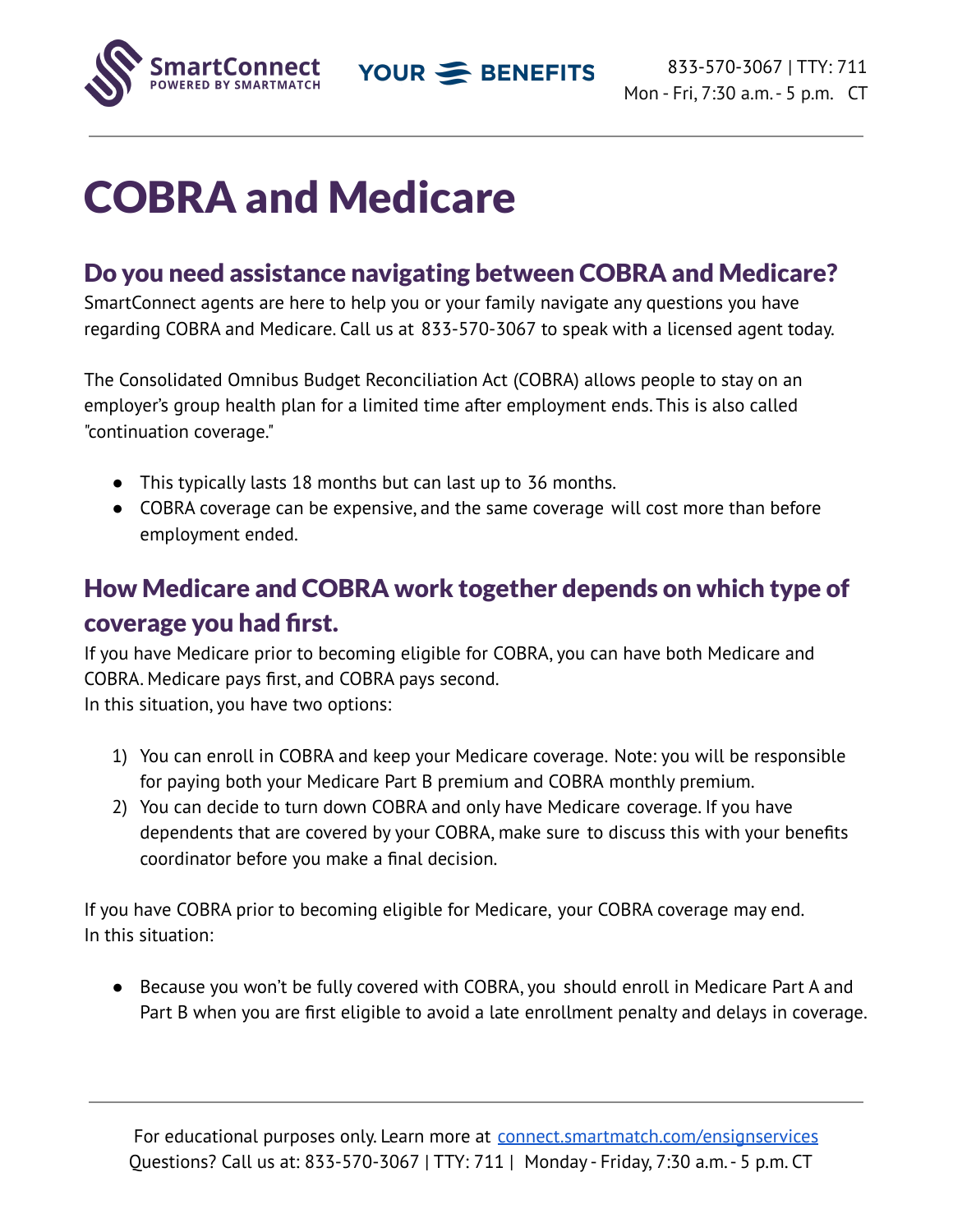# COBRA and Medicare

## Do you need assistance navigating between COBRA and Medicare?

SmartConnect agents are here to help you or your family navigate any questions you have regarding COBRA and Medicare. Call us at 833-570-3067 to speak with a licensed agent today.

The Consolidated Omnibus Budget Reconciliation Act (COBRA) allows people to stay on an employer's group health plan for a limited time after employment ends. This is also called "continuation coverage."

- This typically lasts 18 months but can last up to 36 months.
- COBRA coverage can be expensive, and the same coverage will cost more than before employment ended.

## How Medicare and COBRA work together depends on which type of coverage you had first.

If you have Medicare prior to becoming eligible for COBRA, you can have both Medicare and COBRA. Medicare pays first, and COBRA pays second.
In this situation, you have two options:

1) You can enroll in COBRA and keep your Medicare coverage. Note: you will be responsible for paying both your Medicare Part B premium and COBRA monthly premium.
2) You can decide to turn down COBRA and only have Medicare coverage. If you have dependents that are covered by your COBRA, make sure to discuss this with your benefits coordinator before you make a final decision.

If you have COBRA prior to becoming eligible for Medicare, your COBRA coverage may end.
In this situation:

- Because you won't be fully covered with COBRA, you should enroll in Medicare Part A and Part B when you are first eligible to avoid a late enrollment penalty and delays in coverage.

For educational purposes only. Learn more at connect.smartmatch.com/ensignservices
Questions? Call us at: 833-570-3067 | TTY: 711 | Monday - Friday, 7:30 a.m. - 5 p.m. CT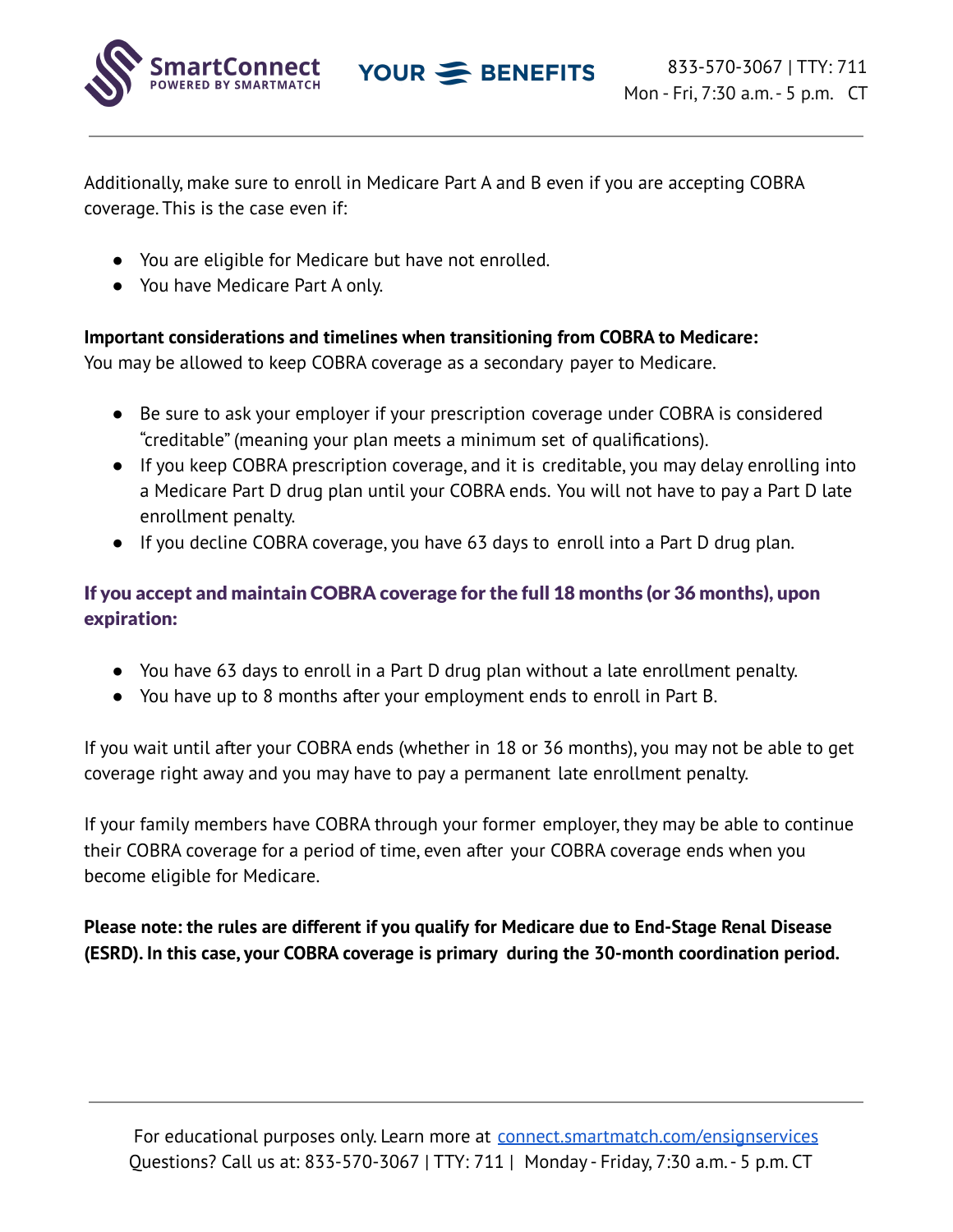Additionally, make sure to enroll in Medicare Part A and B even if you are accepting COBRA coverage. This is the case even if:

- You are eligible for Medicare but have not enrolled.
- You have Medicare Part A only.

**Important considerations and timelines when transitioning from COBRA to Medicare:**
You may be allowed to keep COBRA coverage as a secondary payer to Medicare.

- Be sure to ask your employer if your prescription coverage under COBRA is considered "creditable" (meaning your plan meets a minimum set of qualifications).
- If you keep COBRA prescription coverage, and it is creditable, you may delay enrolling into a Medicare Part D drug plan until your COBRA ends. You will not have to pay a Part D late enrollment penalty.
- If you decline COBRA coverage, you have 63 days to enroll into a Part D drug plan.

### If you accept and maintain COBRA coverage for the full 18 months (or 36 months), upon expiration:

- You have 63 days to enroll in a Part D drug plan without a late enrollment penalty.
- You have up to 8 months after your employment ends to enroll in Part B.

If you wait until after your COBRA ends (whether in 18 or 36 months), you may not be able to get coverage right away and you may have to pay a permanent late enrollment penalty.

If your family members have COBRA through your former employer, they may be able to continue their COBRA coverage for a period of time, even after your COBRA coverage ends when you become eligible for Medicare.

**Please note: the rules are different if you qualify for Medicare due to End-Stage Renal Disease (ESRD). In this case, your COBRA coverage is primary during the 30-month coordination period.**